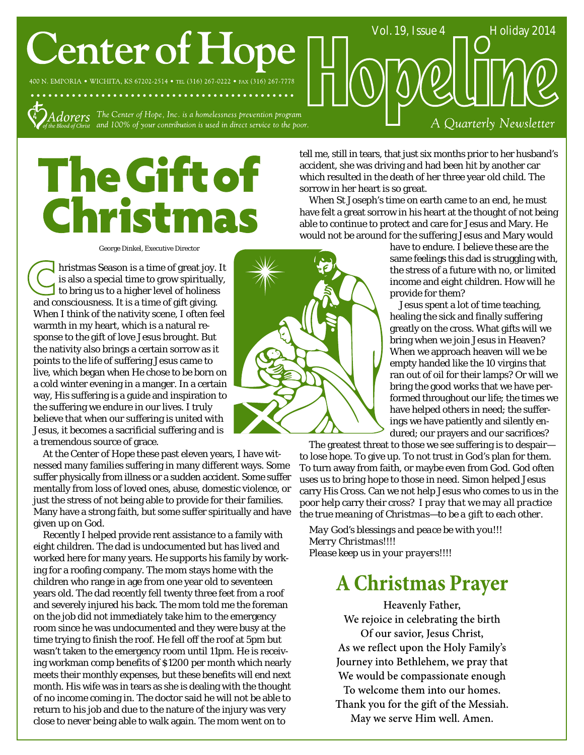# Center of Hope

400 N. EMPORIA • WICHITA, KS 67202-2514 • TEL (316) 267-0222 • FAX (316) 267-7778

Adorers of the Blood of Christ

*The Center of Hope, Inc. is a homelessness prevention program and 100% of your contribution is used in direct service to the poor.*

# Hopeline

Vol. 19, Issue 4 Holiday 2014

*A Quarterly Newsletter*

# The Gift of Christmas

George Dinkel, Executive Director

Christmas Season is a time of great joy. It is also a special time to grow spiritually, to bring us to a higher level of holiness and consciousness. It is a time of gift giving. When I think of the nativity scene, I often feel warmth in my heart, which is a natural response to the gift of love Jesus brought. But the nativity also brings a certain sorrow as it points to the life of suffering Jesus came to live, which began when He chose to be born on a cold winter evening in a manger. In a certain way, His suffering is a guide and inspiration to the suffering we endure in our lives. I truly believe that when our suffering is united with Jesus, it becomes a sacrificial suffering and is a tremendous source of grace.

At the Center of Hope these past eleven years, I have witnessed many families suffering in many different ways. Some suffer physically from illness or a sudden accident. Some suffer mentally from loss of loved ones, abuse, domestic violence, or just the stress of not being able to provide for their families. Many have a strong faith, but some suffer spiritually and have given up on God.

Recently I helped provide rent assistance to a family with eight children. The dad is undocumented but has lived and worked here for many years. He supports his family by working for a roofing company. The mom stays home with the children who range in age from one year old to seventeen years old. The dad recently fell twenty three feet from a roof and severely injured his back. The mom told me the foreman on the job did not immediately take him to the emergency room since he was undocumented and they were busy at the time trying to finish the roof. He fell off the roof at 5pm but wasn't taken to the emergency room until 11pm. He is receiving workman comp benefits of $1200 per month which nearly meets their monthly expenses, but these benefits will end next month. His wife was in tears as she is dealing with the thought of no income coming in. The doctor said he will not be able to return to his job and due to the nature of the injury was very close to never being able to walk again. The mom went on to tell me, still in tears, that just six months prior to her husband's accident, she was driving and had been hit by another car which resulted in the death of her three year old child. The sorrow in her heart is so great.

When St Joseph's time on earth came to an end, he must have felt a great sorrow in his heart at the thought of not being able to continue to protect and care for Jesus and Mary. He would not be around for the suffering Jesus and Mary would have to endure. I believe these are the same feelings this dad is struggling with, the stress of a future with no, or limited income and eight children. How will he provide for them?

Jesus spent a lot of time teaching, healing the sick and finally suffering greatly on the cross. What gifts will we bring when we join Jesus in Heaven? When we approach heaven will we be empty handed like the 10 virgins that ran out of oil for their lamps? Or will we bring the good works that we have performed throughout our life; the times we have helped others in need; the sufferings we have patiently and silently endured; our prayers and our sacrifices?

The greatest threat to those we see suffering is to despair—to lose hope. To give up. To not trust in God's plan for them. To turn away from faith, or maybe even from God. God often uses us to bring hope to those in need. Simon helped Jesus carry His Cross. Can we not help Jesus who comes to us in the poor help carry their cross? *I pray that we may all practice the true meaning of Christmas—to be a gift to each other.*

*May God's blessings and peace be with you!!!*
*Merry Christmas!!!!*
*Please keep us in your prayers!!!!*

## A Christmas Prayer

Heavenly Father,
We rejoice in celebrating the birth
Of our savior, Jesus Christ,
As we reflect upon the Holy Family's
Journey into Bethlehem, we pray that
We would be compassionate enough
To welcome them into our homes.
Thank you for the gift of the Messiah.
May we serve Him well. Amen.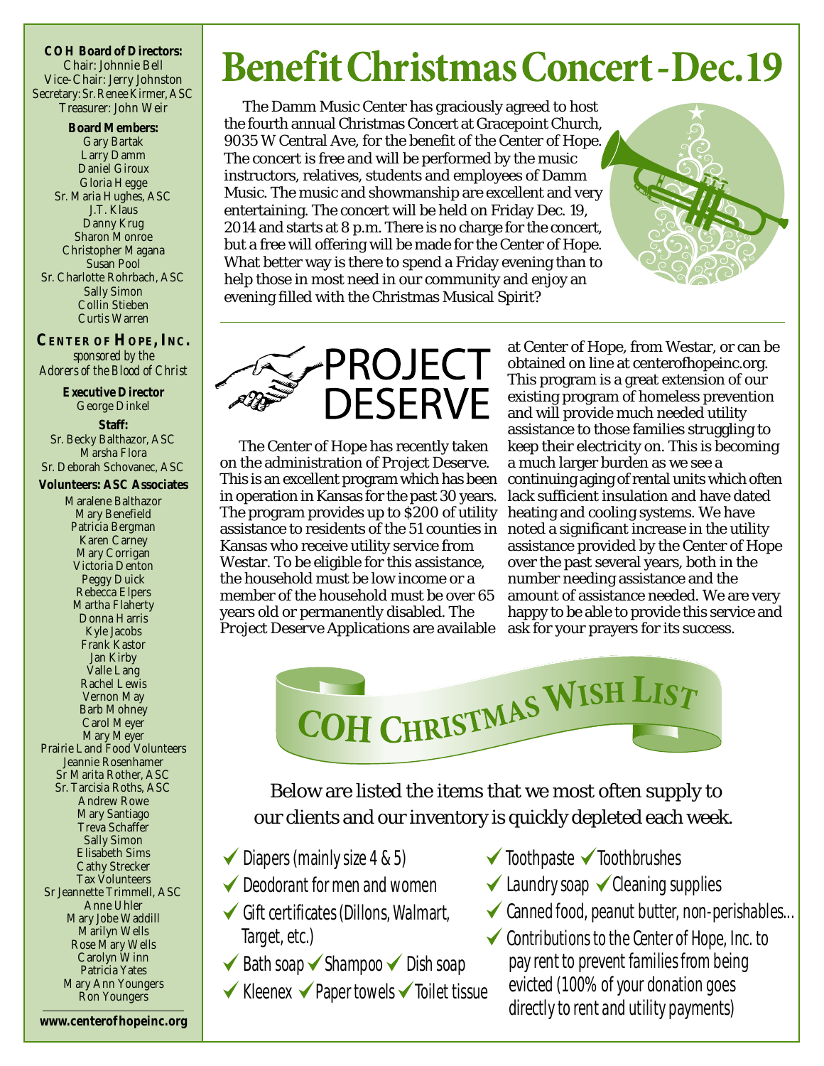**COH Board of Directors:**
Chair: Johnnie Bell
Vice-Chair: Jerry Johnston
Secretary: Sr. Renee Kirmer, ASC
Treasurer: John Weir

**Board Members:**
Gary Bartak
Larry Damm
Daniel Giroux
Gloria Hegge
Sr. Maria Hughes, ASC
J.T. Klaus
Danny Krug
Sharon Monroe
Christopher Magana
Susan Pool
Sr. Charlotte Rohrbach, ASC
Sally Simon
Collin Stieben
Curtis Warren

**CENTER OF HOPE, INC.**
*sponsored by the Adorers of the Blood of Christ*

**Executive Director**
George Dinkel

**Staff:**
Sr. Becky Balthazor, ASC
Marsha Flora
Sr. Deborah Schovanec, ASC

**Volunteers: ASC Associates**
Maralene Balthazor
Mary Benefield
Patricia Bergman
Karen Carney
Mary Corrigan
Victoria Denton
Peggy Duick
Rebecca Elpers
Martha Flaherty
Donna Harris
Kyle Jacobs
Frank Kastor
Jan Kirby
Valle Lang
Rachel Lewis
Vernon May
Barb Mohney
Carol Meyer
Mary Meyer
Prairie Land Food Volunteers
Jeannie Rosenhamer
Sr Marita Rother, ASC
Sr. Tarcisia Roths, ASC
Andrew Rowe
Mary Santiago
Treva Schaffer
Sally Simon
Elisabeth Sims
Cathy Strecker
Tax Volunteers
Sr Jeannette Trimmell, ASC
Anne Uhler
Mary Jobe Waddill
Marilyn Wells
Rose Mary Wells
Carolyn Winn
Patricia Yates
Mary Ann Youngers
Ron Youngers

**www.centerofhopeinc.org**

# Benefit Christmas Concert - Dec. 19

The Damm Music Center has graciously agreed to host the fourth annual Christmas Concert at Gracepoint Church, 9035 W Central Ave, for the benefit of the Center of Hope. The concert is free and will be performed by the music instructors, relatives, students and employees of Damm Music. The music and showmanship are excellent and very entertaining. The concert will be held on Friday Dec. 19, 2014 and starts at 8 p.m. There is no charge for the concert, but a free will offering will be made for the Center of Hope. What better way is there to spend a Friday evening than to help those in most need in our community and enjoy an evening filled with the Christmas Musical Spirit?

# PROJECT DESERVE

The Center of Hope has recently taken on the administration of Project Deserve. This is an excellent program which has been in operation in Kansas for the past 30 years. The program provides up to $200 of utility assistance to residents of the 51 counties in Kansas who receive utility service from Westar. To be eligible for this assistance, the household must be low income or a member of the household must be over 65 years old or permanently disabled. The Project Deserve Applications are available at Center of Hope, from Westar, or can be obtained on line at centerofhopeinc.org. This program is a great extension of our existing program of homeless prevention and will provide much needed utility assistance to those families struggling to keep their electricity on. This is becoming a much larger burden as we see a continuing aging of rental units which often lack sufficient insulation and have dated heating and cooling systems. We have noted a significant increase in the utility assistance provided by the Center of Hope over the past several years, both in the number needing assistance and the amount of assistance needed. We are very happy to be able to provide this service and ask for your prayers for its success.

# COH CHRISTMAS WISH LIST

Below are listed the items that we most often supply to our clients and our inventory is quickly depleted each week.

- ✔ Diapers (mainly size 4 & 5)
- ✔ Deodorant for men and women
- ✔ Gift certificates (Dillons, Walmart, Target, etc.)
- ✔ Bath soap ✔ Shampoo ✔ Dish soap
- ✔ Kleenex ✔ Paper towels ✔ Toilet tissue
- ✔ Toothpaste ✔ Toothbrushes
- ✔ Laundry soap ✔ Cleaning supplies
- ✔ Canned food, peanut butter, non-perishables...
- ✔ Contributions to the Center of Hope, Inc. to pay rent to prevent families from being evicted (100% of your donation goes directly to rent and utility payments)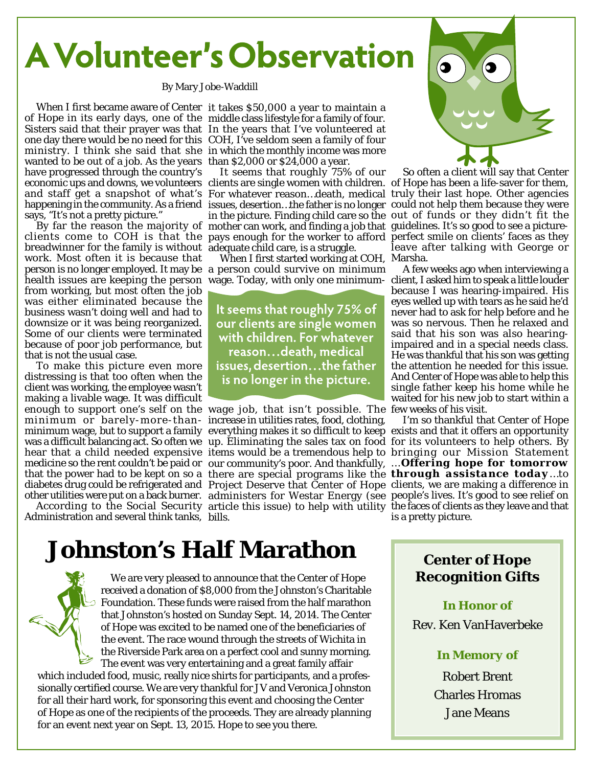# A Volunteer's Observation

By Mary Jobe-Waddill

When I first became aware of Center of Hope in its early days, one of the Sisters said that their prayer was that one day there would be no need for this ministry. I think she said that she wanted to be out of a job. As the years have progressed through the country's economic ups and downs, we volunteers and staff get a snapshot of what's happening in the community. As a friend says, "It's not a pretty picture."

By far the reason the majority of clients come to COH is that the breadwinner for the family is without work. Most often it is because that person is no longer employed. It may be health issues are keeping the person from working, but most often the job was either eliminated because the business wasn't doing well and had to downsize or it was being reorganized. Some of our clients were terminated because of poor job performance, but that is not the usual case.

To make this picture even more distressing is that too often when the client was working, the employee wasn't making a livable wage. It was difficult enough to support one's self on the minimum or barely-more-than-minimum wage, but to support a family was a difficult balancing act. So often we hear that a child needed expensive medicine so the rent couldn't be paid or that the power had to be kept on so a diabetes drug could be refrigerated and other utilities were put on a back burner.

According to the Social Security Administration and several think tanks, it takes $50,000 a year to maintain a middle class lifestyle for a family of four. In the years that I've volunteered at COH, I've seldom seen a family of four in which the monthly income was more than $2,000 or $24,000 a year.

It seems that roughly 75% of our clients are single women with children. For whatever reason…death, medical issues, desertion…the father is no longer in the picture. Finding child care so the mother can work, and finding a job that pays enough for the worker to afford adequate child care, is a struggle.

When I first started working at COH, a person could survive on minimum wage. Today, with only one minimum-wage job, that isn't possible. The increase in utilities rates, food, clothing, everything makes it so difficult to keep up. Eliminating the sales tax on food items would be a tremendous help to our community's poor. And thankfully, there are special programs like the Project Deserve that Center of Hope administers for Westar Energy (see article this issue) to help with utility bills.

> **It seems that roughly 75% of our clients are single women with children. For whatever reason…death, medical issues, desertion…the father is no longer in the picture.**

So often a client will say that Center of Hope has been a life-saver for them, truly their last hope. Other agencies could not help them because they were out of funds or they didn't fit the guidelines. It's so good to see a picture-perfect smile on clients' faces as they leave after talking with George or Marsha.

A few weeks ago when interviewing a client, I asked him to speak a little louder because I was hearing-impaired. His eyes welled up with tears as he said he'd never had to ask for help before and he was so nervous. Then he relaxed and said that his son was also hearing-impaired and in a special needs class. He was thankful that his son was getting the attention he needed for this issue. And Center of Hope was able to help this single father keep his home while he waited for his new job to start within a few weeks of his visit.

I'm so thankful that Center of Hope exists and that it offers an opportunity for its volunteers to help others. By bringing our Mission Statement …**Offering hope for tomorrow through assistance today**…to clients, we are making a difference in people's lives. It's good to see relief on the faces of clients as they leave and that is a pretty picture.

# Johnston's Half Marathon

We are very pleased to announce that the Center of Hope received a donation of $8,000 from the Johnston's Charitable Foundation. These funds were raised from the half marathon that Johnston's hosted on Sunday Sept. 14, 2014. The Center of Hope was excited to be named one of the beneficiaries of the event. The race wound through the streets of Wichita in the Riverside Park area on a perfect cool and sunny morning. The event was very entertaining and a great family affair which included food, music, really nice shirts for participants, and a professionally certified course. We are very thankful for JV and Veronica Johnston for all their hard work, for sponsoring this event and choosing the Center of Hope as one of the recipients of the proceeds. They are already planning for an event next year on Sept. 13, 2015. Hope to see you there.

## Center of Hope Recognition Gifts

**In Honor of**

Rev. Ken VanHaverbeke

**In Memory of**

Robert Brent

Charles Hromas

Jane Means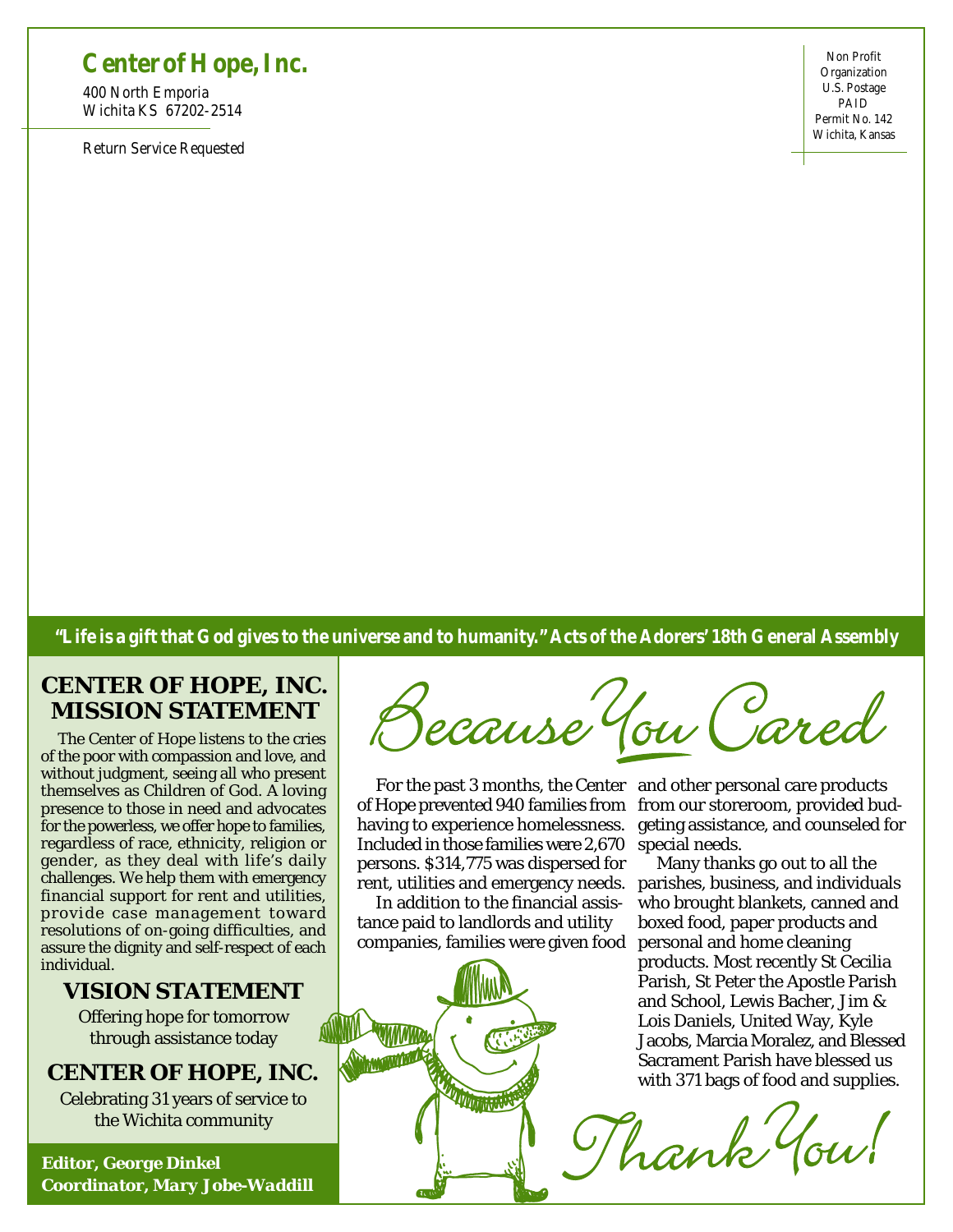**Center of Hope, Inc.**

400 North Emporia
Wichita KS 67202-2514

Return Service Requested

Non Profit
Organization
U.S. Postage
PAID
Permit No. 142
Wichita, Kansas

**"Life is a gift that God gives to the universe and to humanity." Acts of the Adorers' 18th General Assembly**

## CENTER OF HOPE, INC. MISSION STATEMENT

The Center of Hope listens to the cries of the poor with compassion and love, and without judgment, seeing all who present themselves as Children of God. A loving presence to those in need and advocates for the powerless, we offer hope to families, regardless of race, ethnicity, religion or gender, as they deal with life's daily challenges. We help them with emergency financial support for rent and utilities, provide case management toward resolutions of on-going difficulties, and assure the dignity and self-respect of each individual.

## VISION STATEMENT

Offering hope for tomorrow through assistance today

## CENTER OF HOPE, INC.

Celebrating 31 years of service to the Wichita community

***Editor, George Dinkel***
***Coordinator, Mary Jobe-Waddill***

# Because You Cared

For the past 3 months, the Center of Hope prevented 940 families from having to experience homelessness. Included in those families were 2,670 persons. $314,775 was dispersed for rent, utilities and emergency needs.

In addition to the financial assistance paid to landlords and utility companies, families were given food and other personal care products from our storeroom, provided budgeting assistance, and counseled for special needs.

Many thanks go out to all the parishes, business, and individuals who brought blankets, canned and boxed food, paper products and personal and home cleaning products. Most recently St Cecilia Parish, St Peter the Apostle Parish and School, Lewis Bacher, Jim & Lois Daniels, United Way, Kyle Jacobs, Marcia Moralez, and Blessed Sacrament Parish have blessed us with 371 bags of food and supplies.

Thank You!